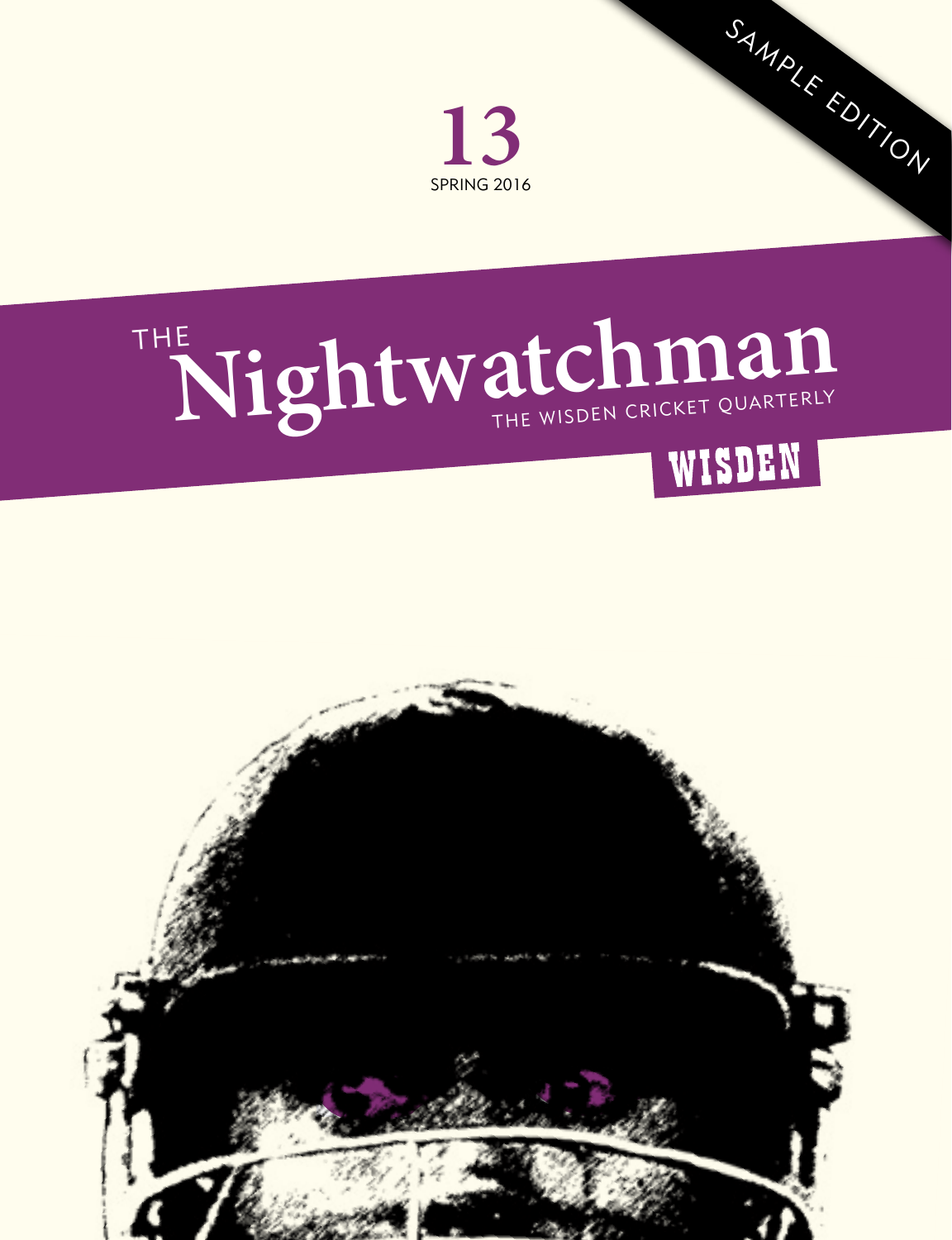SAMPLE EDITION

13

SPRING 2016

# THE Nightwatchman

THE WISDEN CRICKET QUARTERLY

WISDEN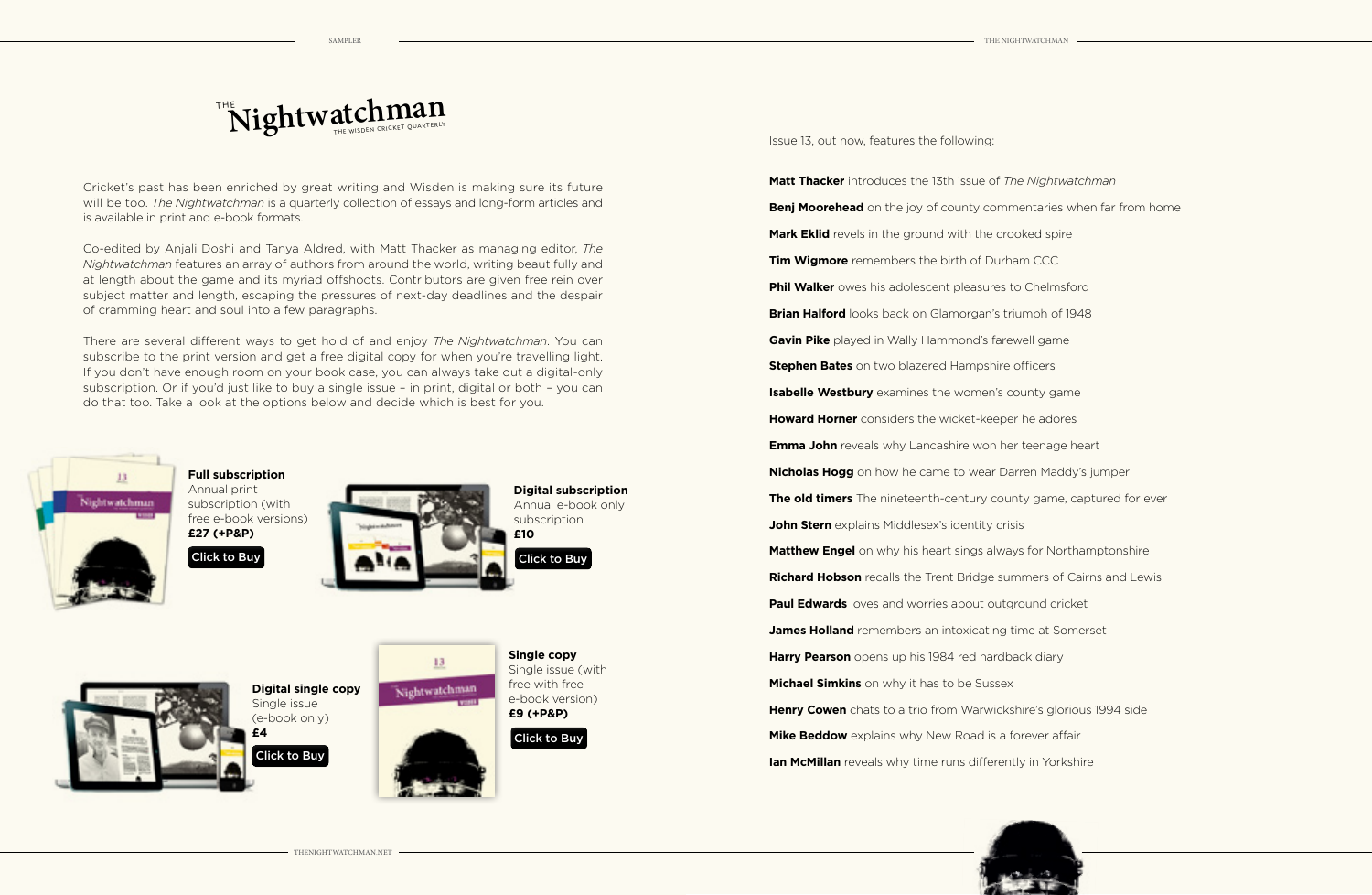# The Nightwatchman

The Wisden Cricket Quarterly

Cricket's past has been enriched by great writing and Wisden is making sure its future will be too. *The Nightwatchman* is a quarterly collection of essays and long-form articles and is available in print and e-book formats.

Co-edited by Anjali Doshi and Tanya Aldred, with Matt Thacker as managing editor, *The Nightwatchman* features an array of authors from around the world, writing beautifully and at length about the game and its myriad offshoots. Contributors are given free rein over subject matter and length, escaping the pressures of next-day deadlines and the despair of cramming heart and soul into a few paragraphs.

There are several different ways to get hold of and enjoy *The Nightwatchman*. You can subscribe to the print version and get a free digital copy for when you're travelling light. If you don't have enough room on your book case, you can always take out a digital-only subscription. Or if you'd just like to buy a single issue – in print, digital or both – you can do that too. Take a look at the options below and decide which is best for you.

**Full subscription**
Annual print subscription (with free e-book versions)
**£27 (+P&P)**
Click to Buy

**Digital subscription**
Annual e-book only subscription
**£10**
Click to Buy

**Digital single copy**
Single issue (e-book only)
**£4**
Click to Buy

**Single copy**
Single issue (with free with free e-book version)
**£9 (+P&P)**
Click to Buy

Issue 13, out now, features the following:

**Matt Thacker** introduces the 13th issue of *The Nightwatchman*

**Benj Moorehead** on the joy of county commentaries when far from home

**Mark Eklid** revels in the ground with the crooked spire

**Tim Wigmore** remembers the birth of Durham CCC

**Phil Walker** owes his adolescent pleasures to Chelmsford

**Brian Halford** looks back on Glamorgan's triumph of 1948

**Gavin Pike** played in Wally Hammond's farewell game

**Stephen Bates** on two blazered Hampshire officers

**Isabelle Westbury** examines the women's county game

**Howard Horner** considers the wicket-keeper he adores

**Emma John** reveals why Lancashire won her teenage heart

**Nicholas Hogg** on how he came to wear Darren Maddy's jumper

**The old timers** The nineteenth-century county game, captured for ever

**John Stern** explains Middlesex's identity crisis

**Matthew Engel** on why his heart sings always for Northamptonshire

**Richard Hobson** recalls the Trent Bridge summers of Cairns and Lewis

**Paul Edwards** loves and worries about outground cricket

**James Holland** remembers an intoxicating time at Somerset

**Harry Pearson** opens up his 1984 red hardback diary

**Michael Simkins** on why it has to be Sussex

**Henry Cowen** chats to a trio from Warwickshire's glorious 1994 side

**Mike Beddow** explains why New Road is a forever affair

**Ian McMillan** reveals why time runs differently in Yorkshire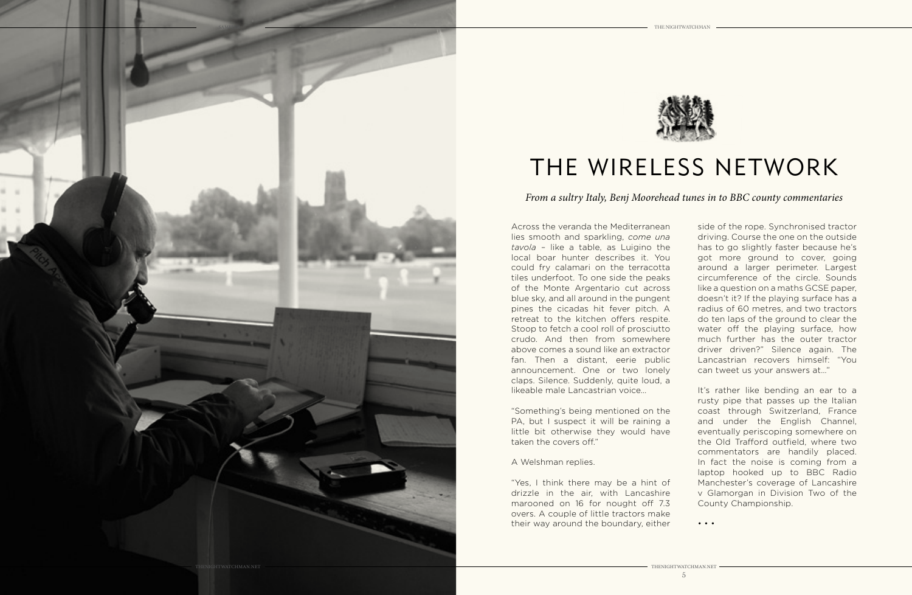# THE WIRELESS NETWORK

*From a sultry Italy, Benj Moorehead tunes in to BBC county commentaries*

Across the veranda the Mediterranean lies smooth and sparkling, *come una tavola* – like a table, as Luigino the local boar hunter describes it. You could fry calamari on the terracotta tiles underfoot. To one side the peaks of the Monte Argentario cut across blue sky, and all around in the pungent pines the cicadas hit fever pitch. A retreat to the kitchen offers respite. Stoop to fetch a cool roll of prosciutto crudo. And then from somewhere above comes a sound like an extractor fan. Then a distant, eerie public announcement. One or two lonely claps. Silence. Suddenly, quite loud, a likeable male Lancastrian voice…

"Something's being mentioned on the PA, but I suspect it will be raining a little bit otherwise they would have taken the covers off."

A Welshman replies.

"Yes, I think there may be a hint of drizzle in the air, with Lancashire marooned on 16 for nought off 7.3 overs. A couple of little tractors make their way around the boundary, either side of the rope. Synchronised tractor driving. Course the one on the outside has to go slightly faster because he's got more ground to cover, going around a larger perimeter. Largest circumference of the circle. Sounds like a question on a maths GCSE paper, doesn't it? If the playing surface has a radius of 60 metres, and two tractors do ten laps of the ground to clear the water off the playing surface, how much further has the outer tractor driver driven?" Silence again. The Lancastrian recovers himself: "You can tweet us your answers at…"

It's rather like bending an ear to a rusty pipe that passes up the Italian coast through Switzerland, France and under the English Channel, eventually periscoping somewhere on the Old Trafford outfield, where two commentators are handily placed. In fact the noise is coming from a laptop hooked up to BBC Radio Manchester's coverage of Lancashire v Glamorgan in Division Two of the County Championship.

• • •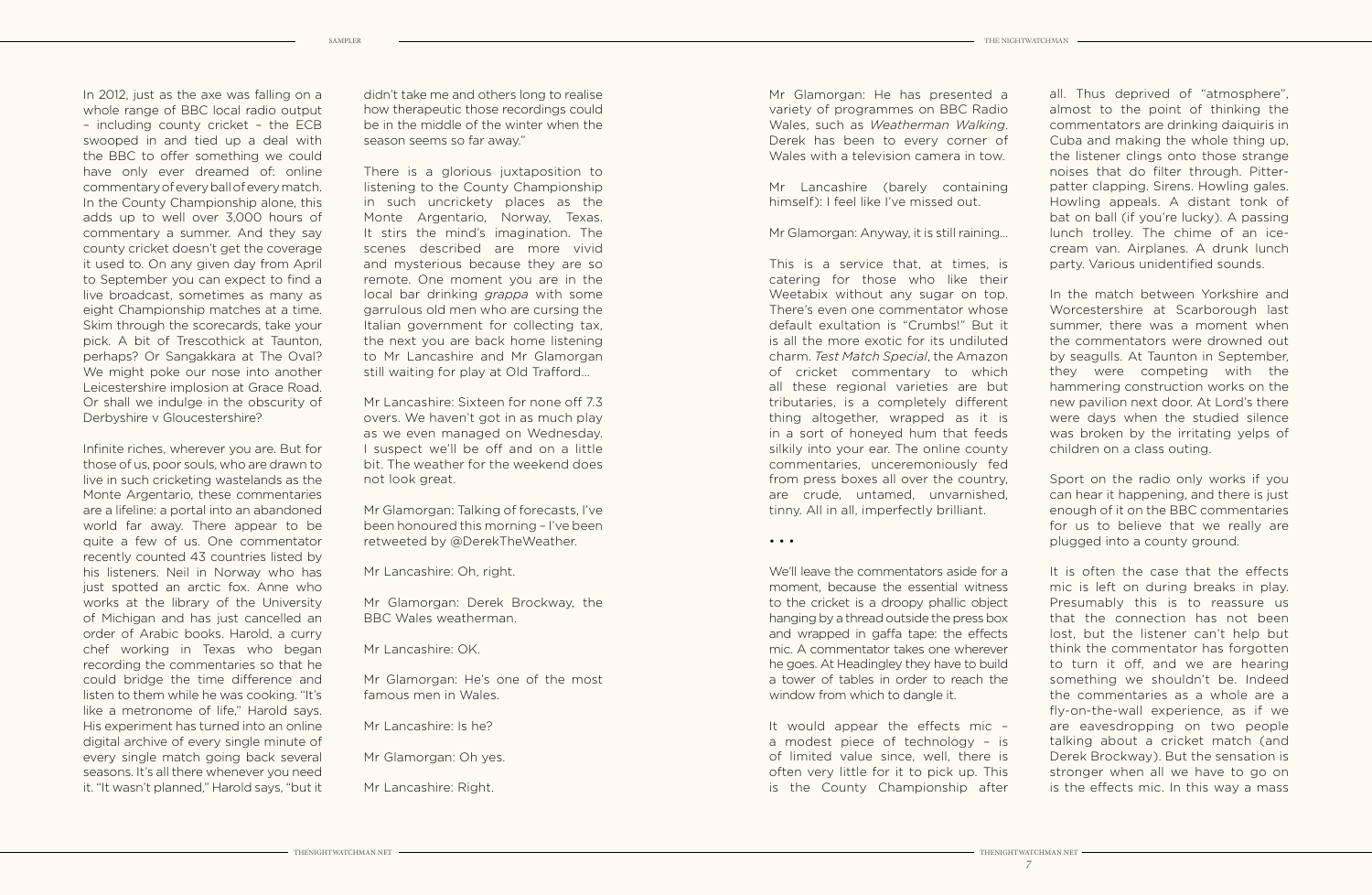In 2012, just as the axe was falling on a whole range of BBC local radio output – including county cricket – the ECB swooped in and tied up a deal with the BBC to offer something we could have only ever dreamed of: online commentary of every ball of every match. In the County Championship alone, this adds up to well over 3,000 hours of commentary a summer. And they say county cricket doesn't get the coverage it used to. On any given day from April to September you can expect to find a live broadcast, sometimes as many as eight Championship matches at a time. Skim through the scorecards, take your pick. A bit of Trescothick at Taunton, perhaps? Or Sangakkara at The Oval? We might poke our nose into another Leicestershire implosion at Grace Road. Or shall we indulge in the obscurity of Derbyshire v Gloucestershire?

Infinite riches, wherever you are. But for those of us, poor souls, who are drawn to live in such cricketing wastelands as the Monte Argentario, these commentaries are a lifeline: a portal into an abandoned world far away. There appear to be quite a few of us. One commentator recently counted 43 countries listed by his listeners. Neil in Norway who has just spotted an arctic fox. Anne who works at the library of the University of Michigan and has just cancelled an order of Arabic books. Harold, a curry chef working in Texas who began recording the commentaries so that he could bridge the time difference and listen to them while he was cooking. "It's like a metronome of life," Harold says. His experiment has turned into an online digital archive of every single minute of every single match going back several seasons. It's all there whenever you need it. "It wasn't planned," Harold says, "but it didn't take me and others long to realise how therapeutic those recordings could be in the middle of the winter when the season seems so far away."

There is a glorious juxtaposition to listening to the County Championship in such uncrickety places as the Monte Argentario, Norway, Texas. It stirs the mind's imagination. The scenes described are more vivid and mysterious because they are so remote. One moment you are in the local bar drinking *grappa* with some garrulous old men who are cursing the Italian government for collecting tax, the next you are back home listening to Mr Lancashire and Mr Glamorgan still waiting for play at Old Trafford…

Mr Lancashire: Sixteen for none off 7.3 overs. We haven't got in as much play as we even managed on Wednesday. I suspect we'll be off and on a little bit. The weather for the weekend does not look great.

Mr Glamorgan: Talking of forecasts, I've been honoured this morning – I've been retweeted by @DerekTheWeather.

Mr Lancashire: Oh, right.

Mr Glamorgan: Derek Brockway, the BBC Wales weatherman.

Mr Lancashire: OK.

Mr Glamorgan: He's one of the most famous men in Wales.

Mr Lancashire: Is he?

Mr Glamorgan: Oh yes.

Mr Lancashire: Right.

Mr Glamorgan: He has presented a variety of programmes on BBC Radio Wales, such as *Weatherman Walking*. Derek has been to every corner of Wales with a television camera in tow.

Mr Lancashire (barely containing himself): I feel like I've missed out.

Mr Glamorgan: Anyway, it is still raining…

This is a service that, at times, is catering for those who like their Weetabix without any sugar on top. There's even one commentator whose default exultation is "Crumbs!" But it is all the more exotic for its undiluted charm. *Test Match Special*, the Amazon of cricket commentary to which all these regional varieties are but tributaries, is a completely different thing altogether, wrapped as it is in a sort of honeyed hum that feeds silkily into your ear. The online county commentaries, unceremoniously fed from press boxes all over the country, are crude, untamed, unvarnished, tinny. All in all, imperfectly brilliant.

• • •

We'll leave the commentators aside for a moment, because the essential witness to the cricket is a droopy phallic object hanging by a thread outside the press box and wrapped in gaffa tape: the effects mic. A commentator takes one wherever he goes. At Headingley they have to build a tower of tables in order to reach the window from which to dangle it.

It would appear the effects mic – a modest piece of technology – is of limited value since, well, there is often very little for it to pick up. This is the County Championship after all. Thus deprived of "atmosphere", almost to the point of thinking the commentators are drinking daiquiris in Cuba and making the whole thing up, the listener clings onto those strange noises that do filter through. Pitter-patter clapping. Sirens. Howling gales. Howling appeals. A distant tonk of bat on ball (if you're lucky). A passing lunch trolley. The chime of an ice-cream van. Airplanes. A drunk lunch party. Various unidentified sounds.

In the match between Yorkshire and Worcestershire at Scarborough last summer, there was a moment when the commentators were drowned out by seagulls. At Taunton in September, they were competing with the hammering construction works on the new pavilion next door. At Lord's there were days when the studied silence was broken by the irritating yelps of children on a class outing.

Sport on the radio only works if you can hear it happening, and there is just enough of it on the BBC commentaries for us to believe that we really are plugged into a county ground.

It is often the case that the effects mic is left on during breaks in play. Presumably this is to reassure us that the connection has not been lost, but the listener can't help but think the commentator has forgotten to turn it off, and we are hearing something we shouldn't be. Indeed the commentaries as a whole are a fly-on-the-wall experience, as if we are eavesdropping on two people talking about a cricket match (and Derek Brockway). But the sensation is stronger when all we have to go on is the effects mic. In this way a mass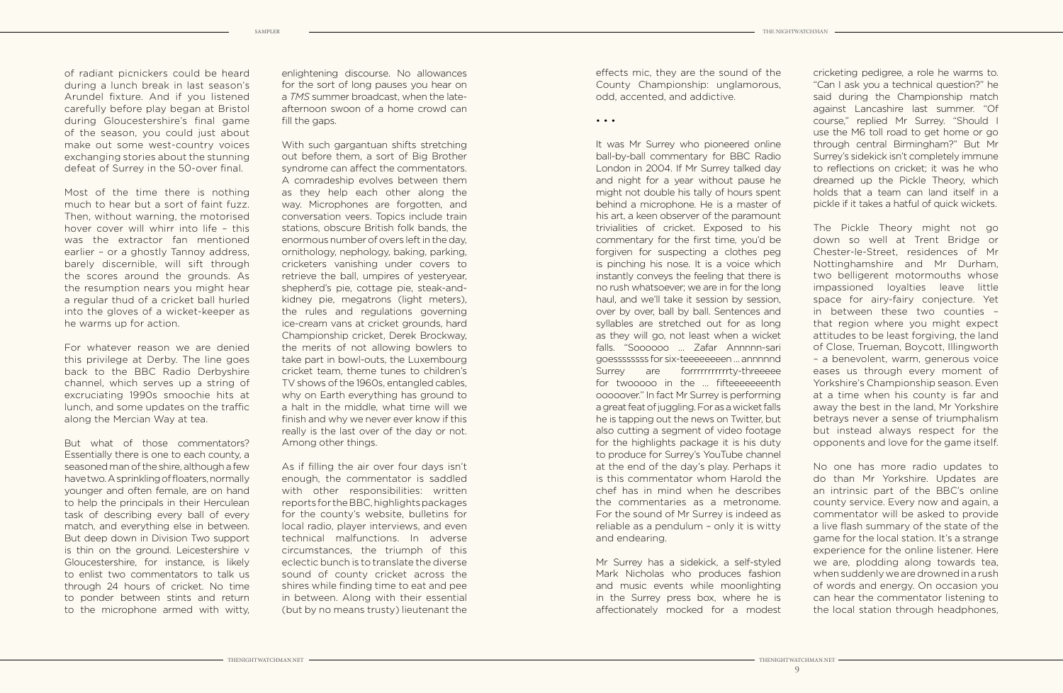of radiant picnickers could be heard during a lunch break in last season's Arundel fixture. And if you listened carefully before play began at Bristol during Gloucestershire's final game of the season, you could just about make out some west-country voices exchanging stories about the stunning defeat of Surrey in the 50-over final.

Most of the time there is nothing much to hear but a sort of faint fuzz. Then, without warning, the motorised hover cover will whirr into life – this was the extractor fan mentioned earlier – or a ghostly Tannoy address, barely discernible, will sift through the scores around the grounds. As the resumption nears you might hear a regular thud of a cricket ball hurled into the gloves of a wicket-keeper as he warms up for action.

For whatever reason we are denied this privilege at Derby. The line goes back to the BBC Radio Derbyshire channel, which serves up a string of excruciating 1990s smoochie hits at lunch, and some updates on the traffic along the Mercian Way at tea.

But what of those commentators? Essentially there is one to each county, a seasoned man of the shire, although a few have two. A sprinkling of floaters, normally younger and often female, are on hand to help the principals in their Herculean task of describing every ball of every match, and everything else in between. But deep down in Division Two support is thin on the ground. Leicestershire v Gloucestershire, for instance, is likely to enlist two commentators to talk us through 24 hours of cricket. No time to ponder between stints and return to the microphone armed with witty, enlightening discourse. No allowances for the sort of long pauses you hear on a *TMS* summer broadcast, when the late-afternoon swoon of a home crowd can fill the gaps.

With such gargantuan shifts stretching out before them, a sort of Big Brother syndrome can affect the commentators. A comradeship evolves between them as they help each other along the way. Microphones are forgotten, and conversation veers. Topics include train stations, obscure British folk bands, the enormous number of overs left in the day, ornithology, nephology, baking, parking, cricketers vanishing under covers to retrieve the ball, umpires of yesteryear, shepherd's pie, cottage pie, steak-and-kidney pie, megatrons (light meters), the rules and regulations governing ice-cream vans at cricket grounds, hard Championship cricket, Derek Brockway, the merits of not allowing bowlers to take part in bowl-outs, the Luxembourg cricket team, theme tunes to children's TV shows of the 1960s, entangled cables, why on Earth everything has ground to a halt in the middle, what time will we finish and why we never ever know if this really is the last over of the day or not. Among other things.

As if filling the air over four days isn't enough, the commentator is saddled with other responsibilities: written reports for the BBC, highlights packages for the county's website, bulletins for local radio, player interviews, and even technical malfunctions. In adverse circumstances, the triumph of this eclectic bunch is to translate the diverse sound of county cricket across the shires while finding time to eat and pee in between. Along with their essential (but by no means trusty) lieutenant the effects mic, they are the sound of the County Championship: unglamorous, odd, accented, and addictive.

• • •

It was Mr Surrey who pioneered online ball-by-ball commentary for BBC Radio London in 2004. If Mr Surrey talked day and night for a year without pause he might not double his tally of hours spent behind a microphone. He is a master of his art, a keen observer of the paramount trivialities of cricket. Exposed to his commentary for the first time, you'd be forgiven for suspecting a clothes peg is pinching his nose. It is a voice which instantly conveys the feeling that there is no rush whatsoever; we are in for the long haul, and we'll take it session by session, over by over, ball by ball. Sentences and syllables are stretched out for as long as they will go, not least when a wicket falls. "Soooooo … Zafar Annnnn-sari goesssssssss for six-teeeeeeeen … annnnnd Surrey are forrrrrrrrrrty-threeeee for twooooo in the … fifteeeeeeenth ooooover." In fact Mr Surrey is performing a great feat of juggling. For as a wicket falls he is tapping out the news on Twitter, but also cutting a segment of video footage for the highlights package it is his duty to produce for Surrey's YouTube channel at the end of the day's play. Perhaps it is this commentator whom Harold the chef has in mind when he describes the commentaries as a metronome. For the sound of Mr Surrey is indeed as reliable as a pendulum – only it is witty and endearing.

Mr Surrey has a sidekick, a self-styled Mark Nicholas who produces fashion and music events while moonlighting in the Surrey press box, where he is affectionately mocked for a modest cricketing pedigree, a role he warms to. "Can I ask you a technical question?" he said during the Championship match against Lancashire last summer. "Of course," replied Mr Surrey. "Should I use the M6 toll road to get home or go through central Birmingham?" But Mr Surrey's sidekick isn't completely immune to reflections on cricket; it was he who dreamed up the Pickle Theory, which holds that a team can land itself in a pickle if it takes a hatful of quick wickets.

The Pickle Theory might not go down so well at Trent Bridge or Chester-le-Street, residences of Mr Nottinghamshire and Mr Durham, two belligerent motormouths whose impassioned loyalties leave little space for airy-fairy conjecture. Yet in between these two counties – that region where you might expect attitudes to be least forgiving, the land of Close, Trueman, Boycott, Illingworth – a benevolent, warm, generous voice eases us through every moment of Yorkshire's Championship season. Even at a time when his county is far and away the best in the land, Mr Yorkshire betrays never a sense of triumphalism but instead always respect for the opponents and love for the game itself.

No one has more radio updates to do than Mr Yorkshire. Updates are an intrinsic part of the BBC's online county service. Every now and again, a commentator will be asked to provide a live flash summary of the state of the game for the local station. It's a strange experience for the online listener. Here we are, plodding along towards tea, when suddenly we are drowned in a rush of words and energy. On occasion you can hear the commentator listening to the local station through headphones,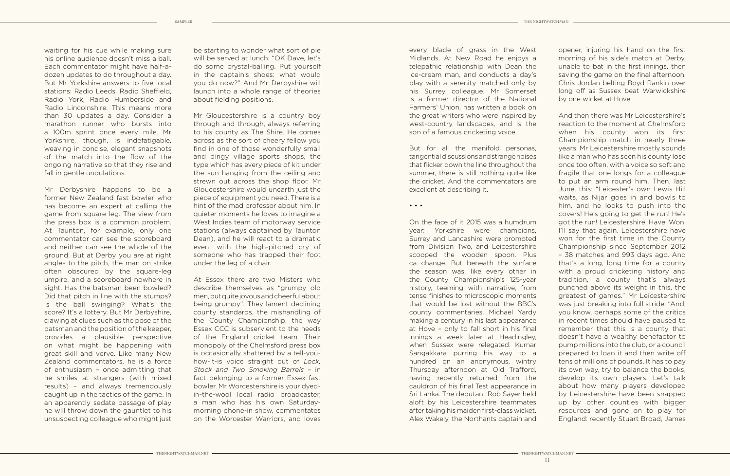waiting for his cue while making sure his online audience doesn't miss a ball. Each commentator might have half-a-dozen updates to do throughout a day. But Mr Yorkshire answers to five local stations: Radio Leeds, Radio Sheffield, Radio York, Radio Humberside and Radio Lincolnshire. This means more than 30 updates a day. Consider a marathon runner who bursts into a 100m sprint once every mile. Mr Yorkshire, though, is indefatigable, weaving in concise, elegant snapshots of the match into the flow of the ongoing narrative so that they rise and fall in gentle undulations.

Mr Derbyshire happens to be a former New Zealand fast bowler who has become an expert at calling the game from square leg. The view from the press box is a common problem. At Taunton, for example, only one commentator can see the scoreboard and neither can see the whole of the ground. But at Derby you are at right angles to the pitch, the man on strike often obscured by the square-leg umpire, and a scoreboard nowhere in sight. Has the batsman been bowled? Did that pitch in line with the stumps? Is the ball swinging? What's the score? It's a lottery. But Mr Derbyshire, clawing at clues such as the pose of the batsman and the position of the keeper, provides a plausible perspective on what might be happening with great skill and verve. Like many New Zealand commentators, he is a force of enthusiasm – once admitting that he smiles at strangers (with mixed results) – and always tremendously caught up in the tactics of the game. In an apparently sedate passage of play he will throw down the gauntlet to his unsuspecting colleague who might just be starting to wonder what sort of pie will be served at lunch: "OK Dave, let's do some crystal-balling. Put yourself in the captain's shoes: what would you do now?" And Mr Derbyshire will launch into a whole range of theories about fielding positions.

Mr Gloucestershire is a country boy through and through, always referring to his county as The Shire. He comes across as the sort of cheery fellow you find in one of those wonderfully small and dingy village sports shops, the type which has every piece of kit under the sun hanging from the ceiling and strewn out across the shop floor. Mr Gloucestershire would unearth just the piece of equipment you need. There is a hint of the mad professor about him. In quieter moments he loves to imagine a West Indies team of motorway service stations (always captained by Taunton Dean), and he will react to a dramatic event with the high-pitched cry of someone who has trapped their foot under the leg of a chair.

At Essex there are two Misters who describe themselves as "grumpy old men, but quite joyous and cheerful about being grumpy". They lament declining county standards, the mishandling of the County Championship, the way Essex CCC is subservient to the needs of the England cricket team. Their monopoly of the Chelmsford press box is occasionally shattered by a tell-you-how-it-is voice straight out of *Lock, Stock and Two Smoking Barrels* – in fact belonging to a former Essex fast bowler. Mr Worcestershire is your dyed-in-the-wool local radio broadcaster, a man who has his own Saturday-morning phone-in show, commentates on the Worcester Warriors, and loves every blade of grass in the West Midlands. At New Road he enjoys a telepathic relationship with Dean the ice-cream man, and conducts a day's play with a serenity matched only by his Surrey colleague. Mr Somerset is a former director of the National Farmers' Union, has written a book on the great writers who were inspired by west-country landscapes, and is the son of a famous cricketing voice.

But for all the manifold personas, tangential discussions and strange noises that flicker down the line throughout the summer, there is still nothing quite like the cricket. And the commentators are excellent at describing it.

• • •

On the face of it 2015 was a humdrum year: Yorkshire were champions, Surrey and Lancashire were promoted from Division Two, and Leicestershire scooped the wooden spoon. Plus ça change. But beneath the surface the season was, like every other in the County Championship's 125-year history, teeming with narrative, from tense finishes to microscopic moments that would be lost without the BBC's county commentaries. Michael Yardy making a century in his last appearance at Hove – only to fall short in his final innings a week later at Headingley, when Sussex were relegated. Kumar Sangakkara purring his way to a hundred on an anonymous, wintry Thursday afternoon at Old Trafford, having recently returned from the cauldron of his final Test appearance in Sri Lanka. The debutant Rob Sayer held aloft by his Leicestershire teammates after taking his maiden first-class wicket. Alex Wakely, the Northants captain and opener, injuring his hand on the first morning of his side's match at Derby, unable to bat in the first innings, then saving the game on the final afternoon. Chris Jordan belting Boyd Rankin over long off as Sussex beat Warwickshire by one wicket at Hove.

And then there was Mr Leicestershire's reaction to the moment at Chelmsford when his county won its first Championship match in nearly three years. Mr Leicestershire mostly sounds like a man who has seen his county lose once too often, with a voice so soft and fragile that one longs for a colleague to put an arm round him. Then, last June, this: "Leicester's own Lewis Hill waits, as Nijar goes in and bowls to him, and he looks to push into the covers! He's going to get the run! He's got the run! Leicestershire. Have. Won. I'll say that again. Leicestershire have won for the first time in the County Championship since September 2012 – 38 matches and 993 days ago. And that's a long, long time for a county with a proud cricketing history and tradition, a county that's always punched above its weight in this, the greatest of games." Mr Leicestershire was just breaking into full stride. "And, you know, perhaps some of the critics in recent times should have paused to remember that this is a county that doesn't have a wealthy benefactor to pump millions into the club, or a council prepared to loan it and then write off tens of millions of pounds. It has to pay its own way, try to balance the books, develop its own players. Let's talk about how many players developed by Leicestershire have been snapped up by other counties with bigger resources and gone on to play for England: recently Stuart Broad, James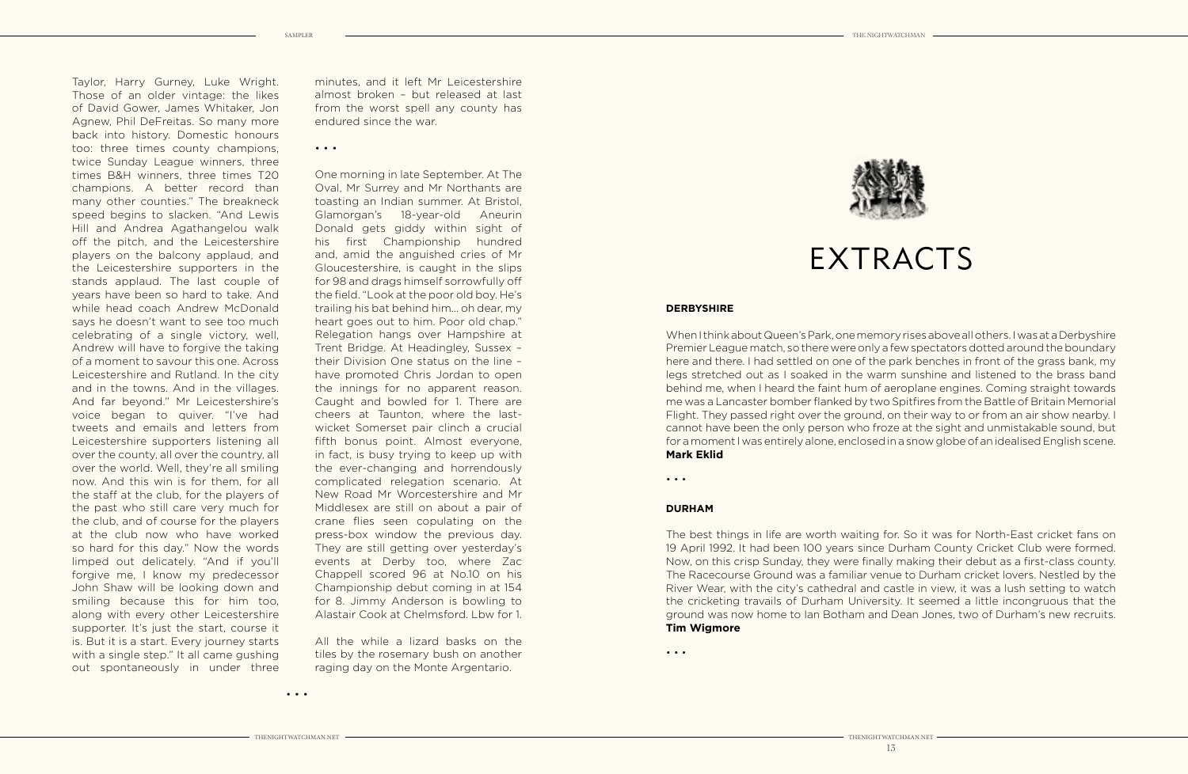Taylor, Harry Gurney, Luke Wright. Those of an older vintage: the likes of David Gower, James Whitaker, Jon Agnew, Phil DeFreitas. So many more back into history. Domestic honours too: three times county champions, twice Sunday League winners, three times B&H winners, three times T20 champions. A better record than many other counties." The breakneck speed begins to slacken. "And Lewis Hill and Andrea Agathangelou walk off the pitch, and the Leicestershire players on the balcony applaud, and the Leicestershire supporters in the stands applaud. The last couple of years have been so hard to take. And while head coach Andrew McDonald says he doesn't want to see too much celebrating of a single victory, well, Andrew will have to forgive the taking of a moment to savour this one. Across Leicestershire and Rutland. In the city and in the towns. And in the villages. And far beyond." Mr Leicestershire's voice began to quiver. "I've had tweets and emails and letters from Leicestershire supporters listening all over the county, all over the country, all over the world. Well, they're all smiling now. And this win is for them, for all the staff at the club, for the players of the past who still care very much for the club, and of course for the players at the club now who have worked so hard for this day." Now the words limped out delicately. "And if you'll forgive me, I know my predecessor John Shaw will be looking down and smiling because this for him too, along with every other Leicestershire supporter. It's just the start, course it is. But it is a start. Every journey starts with a single step." It all came gushing out spontaneously in under three minutes, and it left Mr Leicestershire almost broken – but released at last from the worst spell any county has endured since the war.

• • •

One morning in late September. At The Oval, Mr Surrey and Mr Northants are toasting an Indian summer. At Bristol, Glamorgan's 18-year-old Aneurin Donald gets giddy within sight of his first Championship hundred and, amid the anguished cries of Mr Gloucestershire, is caught in the slips for 98 and drags himself sorrowfully off the field. "Look at the poor old boy. He's trailing his bat behind him... oh dear, my heart goes out to him. Poor old chap." Relegation hangs over Hampshire at Trent Bridge. At Headingley, Sussex – their Division One status on the line – have promoted Chris Jordan to open the innings for no apparent reason. Caught and bowled for 1. There are cheers at Taunton, where the last-wicket Somerset pair clinch a crucial fifth bonus point. Almost everyone, in fact, is busy trying to keep up with the ever-changing and horrendously complicated relegation scenario. At New Road Mr Worcestershire and Mr Middlesex are still on about a pair of crane flies seen copulating on the press-box window the previous day. They are still getting over yesterday's events at Derby too, where Zac Chappell scored 96 at No.10 on his Championship debut coming in at 154 for 8. Jimmy Anderson is bowling to Alastair Cook at Chelmsford. Lbw for 1.

All the while a lizard basks on the tiles by the rosemary bush on another raging day on the Monte Argentario.

• • •

# EXTRACTS

**DERBYSHIRE**

When I think about Queen's Park, one memory rises above all others. I was at a Derbyshire Premier League match, so there were only a few spectators dotted around the boundary here and there. I had settled on one of the park benches in front of the grass bank, my legs stretched out as I soaked in the warm sunshine and listened to the brass band behind me, when I heard the faint hum of aeroplane engines. Coming straight towards me was a Lancaster bomber flanked by two Spitfires from the Battle of Britain Memorial Flight. They passed right over the ground, on their way to or from an air show nearby. I cannot have been the only person who froze at the sight and unmistakable sound, but for a moment I was entirely alone, enclosed in a snow globe of an idealised English scene.
**Mark Eklid**

• • •

**DURHAM**

The best things in life are worth waiting for. So it was for North-East cricket fans on 19 April 1992. It had been 100 years since Durham County Cricket Club were formed. Now, on this crisp Sunday, they were finally making their debut as a first-class county. The Racecourse Ground was a familiar venue to Durham cricket lovers. Nestled by the River Wear, with the city's cathedral and castle in view, it was a lush setting to watch the cricketing travails of Durham University. It seemed a little incongruous that the ground was now home to Ian Botham and Dean Jones, two of Durham's new recruits.
**Tim Wigmore**

• • •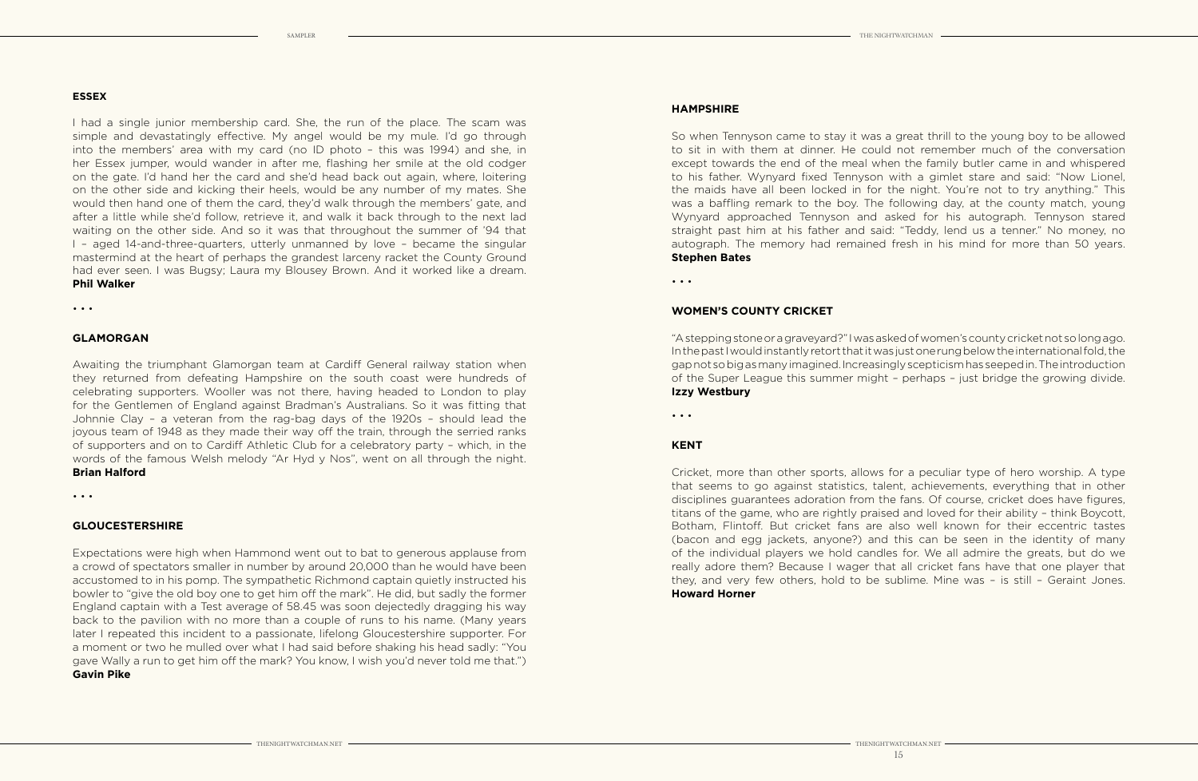## ESSEX

I had a single junior membership card. She, the run of the place. The scam was simple and devastatingly effective. My angel would be my mule. I'd go through into the members' area with my card (no ID photo – this was 1994) and she, in her Essex jumper, would wander in after me, flashing her smile at the old codger on the gate. I'd hand her the card and she'd head back out again, where, loitering on the other side and kicking their heels, would be any number of my mates. She would then hand one of them the card, they'd walk through the members' gate, and after a little while she'd follow, retrieve it, and walk it back through to the next lad waiting on the other side. And so it was that throughout the summer of '94 that I – aged 14-and-three-quarters, utterly unmanned by love – became the singular mastermind at the heart of perhaps the grandest larceny racket the County Ground had ever seen. I was Bugsy; Laura my Blousey Brown. And it worked like a dream.
**Phil Walker**

• • •

## GLAMORGAN

Awaiting the triumphant Glamorgan team at Cardiff General railway station when they returned from defeating Hampshire on the south coast were hundreds of celebrating supporters. Wooller was not there, having headed to London to play for the Gentlemen of England against Bradman's Australians. So it was fitting that Johnnie Clay – a veteran from the rag-bag days of the 1920s – should lead the joyous team of 1948 as they made their way off the train, through the serried ranks of supporters and on to Cardiff Athletic Club for a celebratory party – which, in the words of the famous Welsh melody "Ar Hyd y Nos", went on all through the night.
**Brian Halford**

• • •

## GLOUCESTERSHIRE

Expectations were high when Hammond went out to bat to generous applause from a crowd of spectators smaller in number by around 20,000 than he would have been accustomed to in his pomp. The sympathetic Richmond captain quietly instructed his bowler to "give the old boy one to get him off the mark". He did, but sadly the former England captain with a Test average of 58.45 was soon dejectedly dragging his way back to the pavilion with no more than a couple of runs to his name. (Many years later I repeated this incident to a passionate, lifelong Gloucestershire supporter. For a moment or two he mulled over what I had said before shaking his head sadly: "You gave Wally a run to get him off the mark? You know, I wish you'd never told me that.")
**Gavin Pike**

## HAMPSHIRE

So when Tennyson came to stay it was a great thrill to the young boy to be allowed to sit in with them at dinner. He could not remember much of the conversation except towards the end of the meal when the family butler came in and whispered to his father. Wynyard fixed Tennyson with a gimlet stare and said: "Now Lionel, the maids have all been locked in for the night. You're not to try anything." This was a baffling remark to the boy. The following day, at the county match, young Wynyard approached Tennyson and asked for his autograph. Tennyson stared straight past him at his father and said: "Teddy, lend us a tenner." No money, no autograph. The memory had remained fresh in his mind for more than 50 years.
**Stephen Bates**

• • •

## WOMEN'S COUNTY CRICKET

"A stepping stone or a graveyard?" I was asked of women's county cricket not so long ago. In the past I would instantly retort that it was just one rung below the international fold, the gap not so big as many imagined. Increasingly scepticism has seeped in. The introduction of the Super League this summer might – perhaps – just bridge the growing divide.
**Izzy Westbury**

• • •

## KENT

Cricket, more than other sports, allows for a peculiar type of hero worship. A type that seems to go against statistics, talent, achievements, everything that in other disciplines guarantees adoration from the fans. Of course, cricket does have figures, titans of the game, who are rightly praised and loved for their ability – think Boycott, Botham, Flintoff. But cricket fans are also well known for their eccentric tastes (bacon and egg jackets, anyone?) and this can be seen in the identity of many of the individual players we hold candles for. We all admire the greats, but do we really adore them? Because I wager that all cricket fans have that one player that they, and very few others, hold to be sublime. Mine was – is still – Geraint Jones.
**Howard Horner**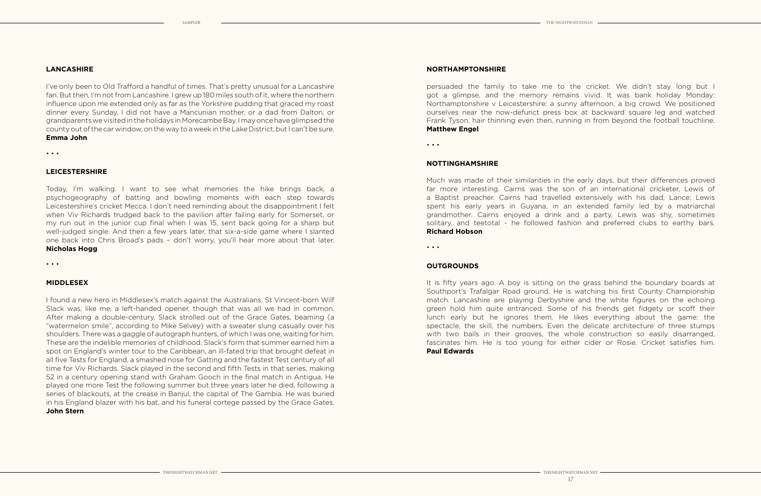## LANCASHIRE

I've only been to Old Trafford a handful of times. That's pretty unusual for a Lancashire fan. But then, I'm not from Lancashire. I grew up 180 miles south of it, where the northern influence upon me extended only as far as the Yorkshire pudding that graced my roast dinner every Sunday. I did not have a Mancunian mother, or a dad from Dalton, or grandparents we visited in the holidays in Morecambe Bay. I may once have glimpsed the county out of the car window, on the way to a week in the Lake District, but I can't be sure.
**Emma John**

• • •

## LEICESTERSHIRE

Today, I'm walking. I want to see what memories the hike brings back, a psychogeography of batting and bowling moments with each step towards Leicestershire's cricket Mecca. I don't need reminding about the disappointment I felt when Viv Richards trudged back to the pavilion after failing early for Somerset, or my run out in the junior cup final when I was 15, sent back going for a sharp but well-judged single. And then a few years later, that six-a-side game where I slanted one back into Chris Broad's pads – don't worry, you'll hear more about that later.
**Nicholas Hogg**

• • •

## MIDDLESEX

I found a new hero in Middlesex's match against the Australians. St Vincent-born Wilf Slack was, like me, a left-handed opener, though that was all we had in common. After making a double-century, Slack strolled out of the Grace Gates, beaming (a "watermelon smile", according to Mike Selvey) with a sweater slung casually over his shoulders. There was a gaggle of autograph hunters, of which I was one, waiting for him. These are the indelible memories of childhood. Slack's form that summer earned him a spot on England's winter tour to the Caribbean, an ill-fated trip that brought defeat in all five Tests for England, a smashed nose for Gatting and the fastest Test century of all time for Viv Richards. Slack played in the second and fifth Tests in that series, making 52 in a century opening stand with Graham Gooch in the final match in Antigua. He played one more Test the following summer but three years later he died, following a series of blackouts, at the crease in Banjul, the capital of The Gambia. He was buried in his England blazer with his bat, and his funeral cortege passed by the Grace Gates.
**John Stern**

## NORTHAMPTONSHIRE

persuaded the family to take me to the cricket. We didn't stay long but I got a glimpse, and the memory remains vivid. It was bank holiday Monday: Northamptonshire v Leicestershire: a sunny afternoon, a big crowd. We positioned ourselves near the now-defunct press box at backward square leg and watched Frank Tyson, hair thinning even then, running in from beyond the football touchline.
**Matthew Engel**

• • •

## NOTTINGHAMSHIRE

Much was made of their similarities in the early days, but their differences proved far more interesting. Cairns was the son of an international cricketer, Lewis of a Baptist preacher. Cairns had travelled extensively with his dad, Lance; Lewis spent his early years in Guyana, in an extended family led by a matriarchal grandmother. Cairns enjoyed a drink and a party, Lewis was shy, sometimes solitary, and teetotal - he followed fashion and preferred clubs to earthy bars.
**Richard Hobson**

• • •

## OUTGROUNDS

It is fifty years ago. A boy is sitting on the grass behind the boundary boards at Southport's Trafalgar Road ground. He is watching his first County Championship match. Lancashire are playing Derbyshire and the white figures on the echoing green hold him quite entranced. Some of his friends get fidgety or scoff their lunch early but he ignores them. He likes everything about the game: the spectacle, the skill, the numbers. Even the delicate architecture of three stumps with two bails in their grooves, the whole construction so easily disarranged, fascinates him. He is too young for either cider or Rosie. Cricket satisfies him.
**Paul Edwards**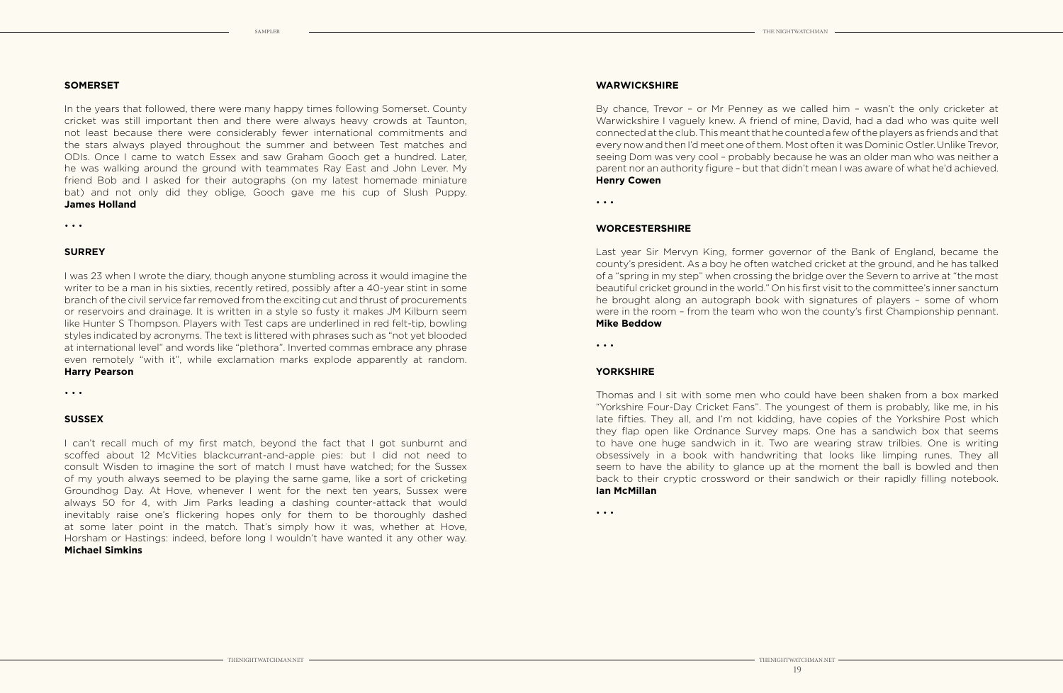## SOMERSET

In the years that followed, there were many happy times following Somerset. County cricket was still important then and there were always heavy crowds at Taunton, not least because there were considerably fewer international commitments and the stars always played throughout the summer and between Test matches and ODIs. Once I came to watch Essex and saw Graham Gooch get a hundred. Later, he was walking around the ground with teammates Ray East and John Lever. My friend Bob and I asked for their autographs (on my latest homemade miniature bat) and not only did they oblige, Gooch gave me his cup of Slush Puppy.
**James Holland**

• • •

## SURREY

I was 23 when I wrote the diary, though anyone stumbling across it would imagine the writer to be a man in his sixties, recently retired, possibly after a 40-year stint in some branch of the civil service far removed from the exciting cut and thrust of procurements or reservoirs and drainage. It is written in a style so fusty it makes JM Kilburn seem like Hunter S Thompson. Players with Test caps are underlined in red felt-tip, bowling styles indicated by acronyms. The text is littered with phrases such as "not yet blooded at international level" and words like "plethora". Inverted commas embrace any phrase even remotely "with it", while exclamation marks explode apparently at random.
**Harry Pearson**

• • •

## SUSSEX

I can't recall much of my first match, beyond the fact that I got sunburnt and scoffed about 12 McVities blackcurrant-and-apple pies: but I did not need to consult Wisden to imagine the sort of match I must have watched; for the Sussex of my youth always seemed to be playing the same game, like a sort of cricketing Groundhog Day. At Hove, whenever I went for the next ten years, Sussex were always 50 for 4, with Jim Parks leading a dashing counter-attack that would inevitably raise one's flickering hopes only for them to be thoroughly dashed at some later point in the match. That's simply how it was, whether at Hove, Horsham or Hastings: indeed, before long I wouldn't have wanted it any other way.
**Michael Simkins**

## WARWICKSHIRE

By chance, Trevor – or Mr Penney as we called him – wasn't the only cricketer at Warwickshire I vaguely knew. A friend of mine, David, had a dad who was quite well connected at the club. This meant that he counted a few of the players as friends and that every now and then I'd meet one of them. Most often it was Dominic Ostler. Unlike Trevor, seeing Dom was very cool – probably because he was an older man who was neither a parent nor an authority figure – but that didn't mean I was aware of what he'd achieved.
**Henry Cowen**

• • •

## WORCESTERSHIRE

Last year Sir Mervyn King, former governor of the Bank of England, became the county's president. As a boy he often watched cricket at the ground, and he has talked of a "spring in my step" when crossing the bridge over the Severn to arrive at "the most beautiful cricket ground in the world." On his first visit to the committee's inner sanctum he brought along an autograph book with signatures of players – some of whom were in the room – from the team who won the county's first Championship pennant.
**Mike Beddow**

• • •

## YORKSHIRE

Thomas and I sit with some men who could have been shaken from a box marked "Yorkshire Four-Day Cricket Fans". The youngest of them is probably, like me, in his late fifties. They all, and I'm not kidding, have copies of the Yorkshire Post which they flap open like Ordnance Survey maps. One has a sandwich box that seems to have one huge sandwich in it. Two are wearing straw trilbies. One is writing obsessively in a book with handwriting that looks like limping runes. They all seem to have the ability to glance up at the moment the ball is bowled and then back to their cryptic crossword or their sandwich or their rapidly filling notebook.
**Ian McMillan**

• • •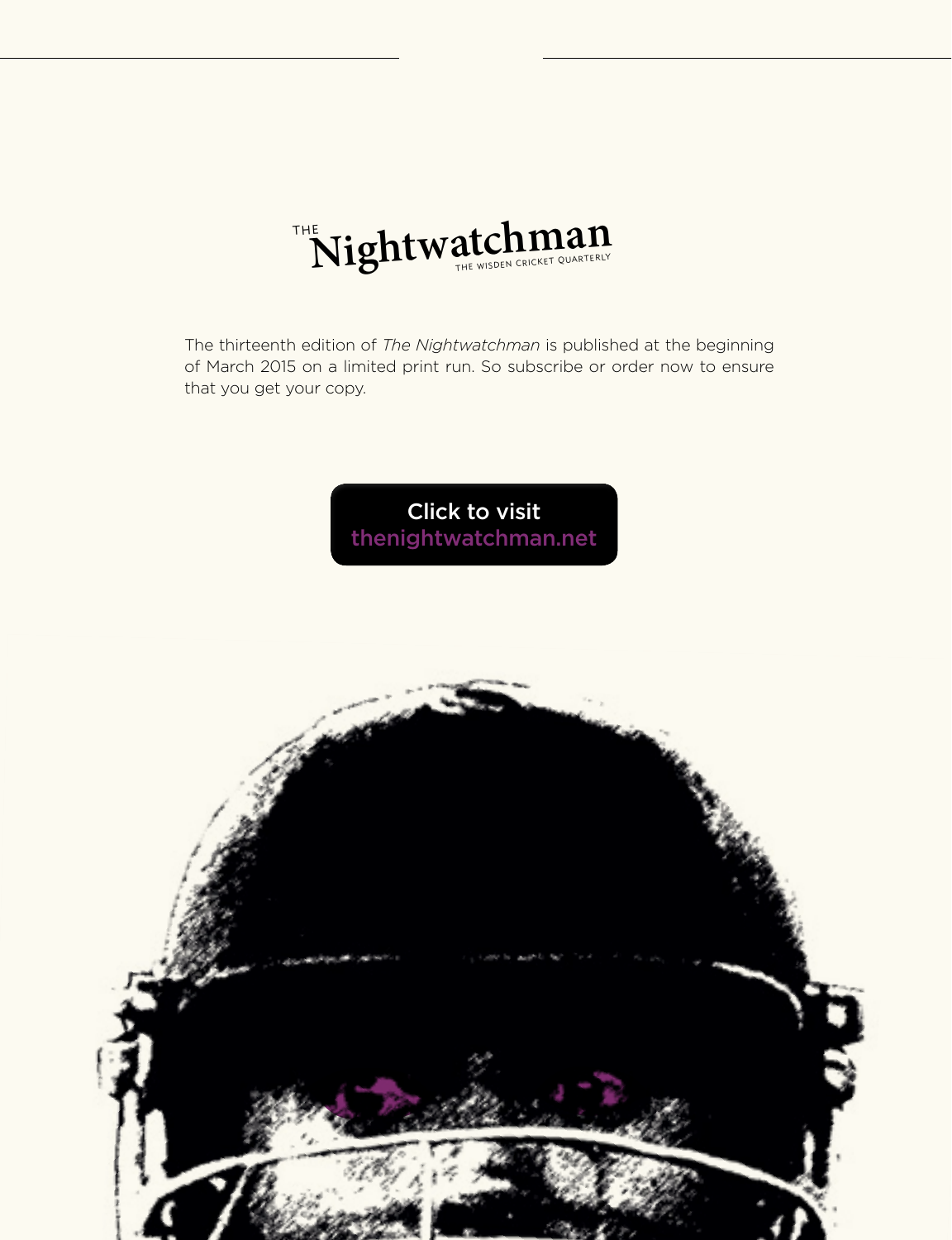THE Nightwatchman

THE WISDEN CRICKET QUARTERLY

The thirteenth edition of *The Nightwatchman* is published at the beginning of March 2015 on a limited print run. So subscribe or order now to ensure that you get your copy.

Click to visit
thenightwatchman.net